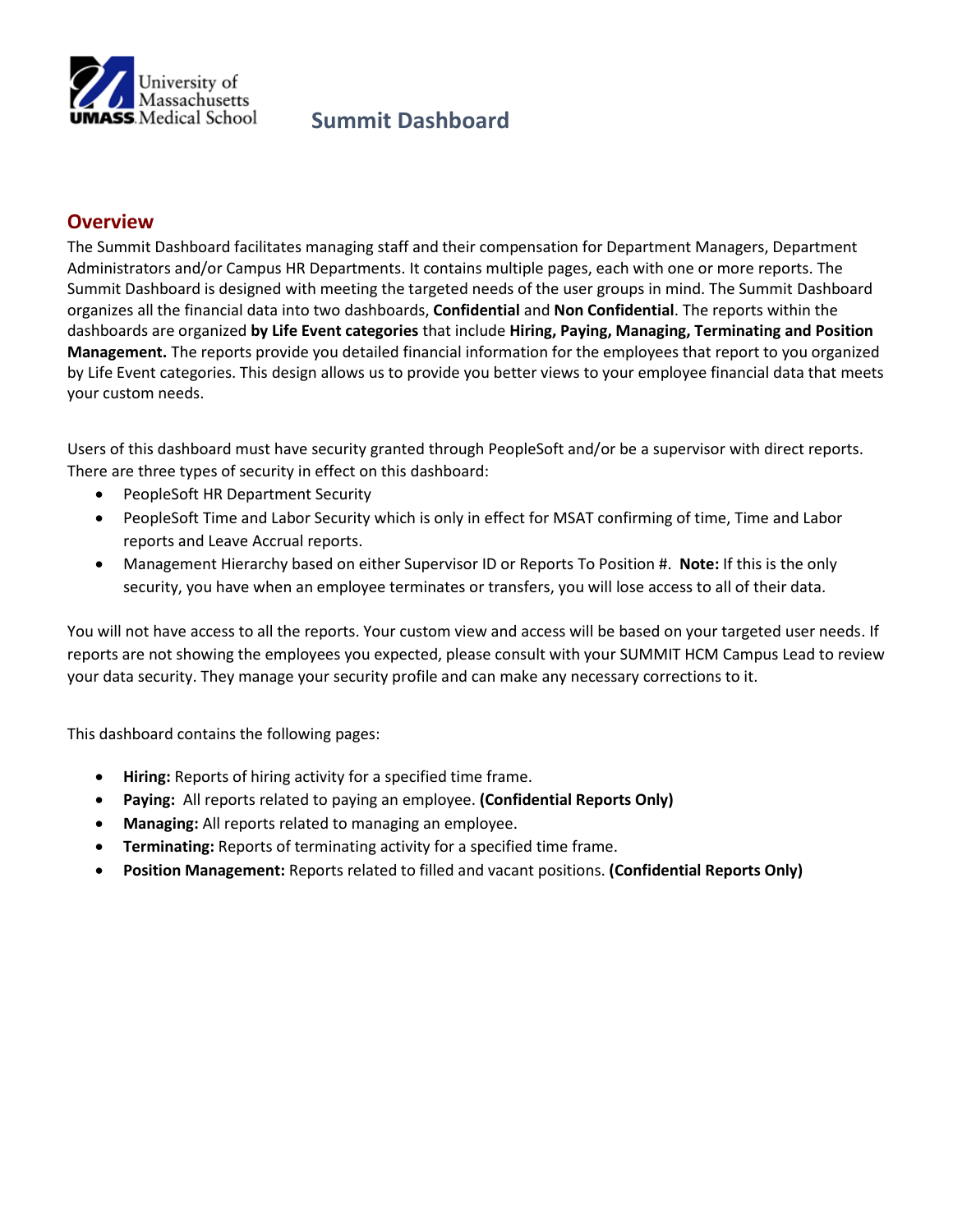# Summit Dashboard

## Overview

The Summit Dashboard facilitates managing staff and their compensation for Department Managers, Department Administrators and/or Campus HR Departments. It contains multiple pages, each with one or more reports. The Summit Dashboard is designed with meeting the targeted needs of the user groups in mind. The Summit Dashboard organizes all the financial data into two dashboards, **Confidential** and **Non Confidential**. The reports within the dashboards are organized **by Life Event categories** that include **Hiring, Paying, Managing, Terminating and Position Management.** The reports provide you detailed financial information for the employees that report to you organized by Life Event categories. This design allows us to provide you better views to your employee financial data that meets your custom needs.

Users of this dashboard must have security granted through PeopleSoft and/or be a supervisor with direct reports. There are three types of security in effect on this dashboard:

- PeopleSoft HR Department Security
- PeopleSoft Time and Labor Security which is only in effect for MSAT confirming of time, Time and Labor reports and Leave Accrual reports.
- Management Hierarchy based on either Supervisor ID or Reports To Position #. **Note:** If this is the only security, you have when an employee terminates or transfers, you will lose access to all of their data.

You will not have access to all the reports. Your custom view and access will be based on your targeted user needs. If reports are not showing the employees you expected, please consult with your SUMMIT HCM Campus Lead to review your data security. They manage your security profile and can make any necessary corrections to it.

This dashboard contains the following pages:

- **Hiring:** Reports of hiring activity for a specified time frame.
- **Paying:** All reports related to paying an employee. **(Confidential Reports Only)**
- **Managing:** All reports related to managing an employee.
- **Terminating:** Reports of terminating activity for a specified time frame.
- **Position Management:** Reports related to filled and vacant positions. **(Confidential Reports Only)**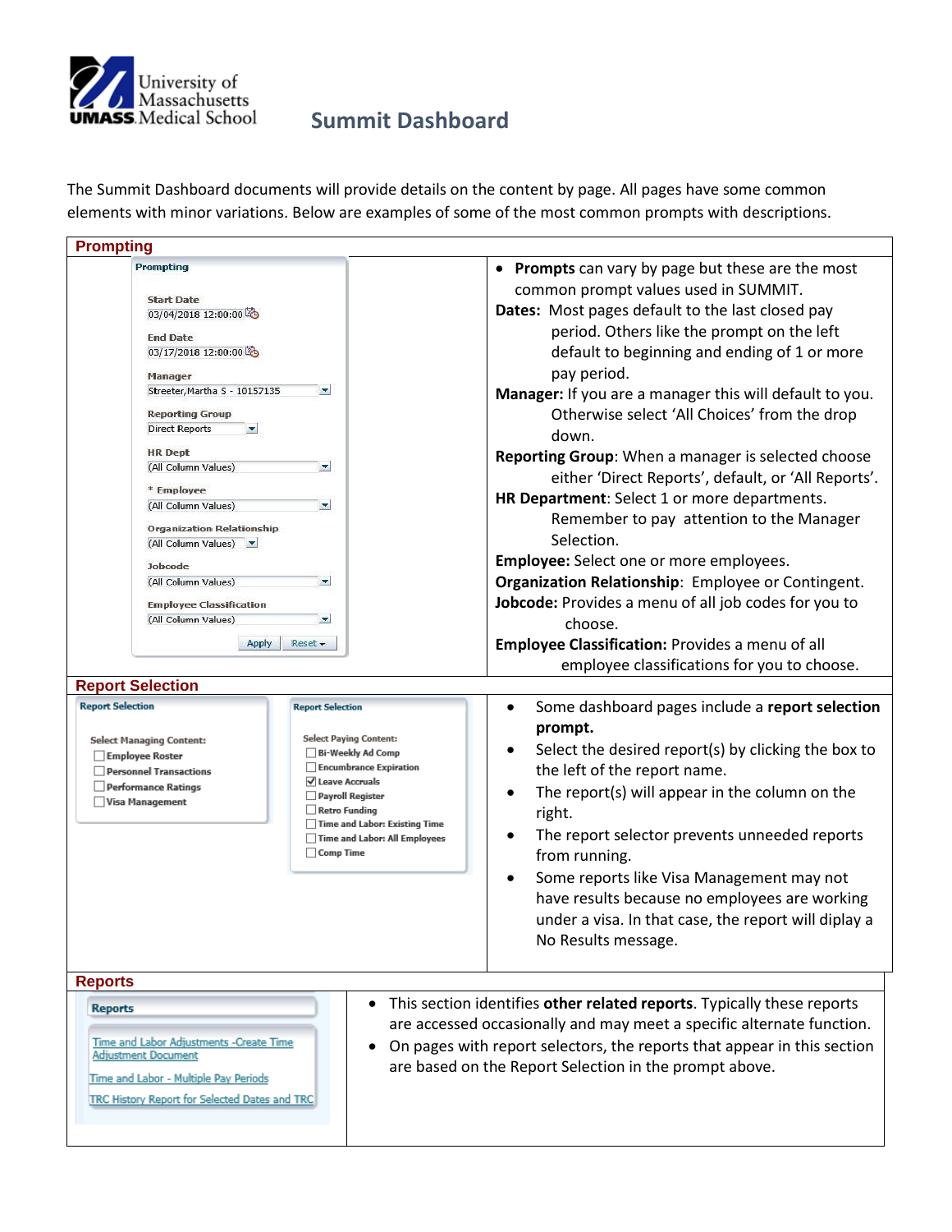University of Massachusetts
UMASS Medical School

# Summit Dashboard

The Summit Dashboard documents will provide details on the content by page. All pages have some common elements with minor variations. Below are examples of some of the most common prompts with descriptions.

## Prompting

**Prompting**

Start Date
03/04/2018 12:00:00

End Date
03/17/2018 12:00:00

Manager
Streeter,Martha S - 10157135

Reporting Group
Direct Reports

HR Dept
(All Column Values)

\* Employee
(All Column Values)

Organization Relationship
(All Column Values)

Jobcode
(All Column Values)

Employee Classification
(All Column Values)

Apply | Reset

- **Prompts** can vary by page but these are the most common prompt values used in SUMMIT.

**Dates:** Most pages default to the last closed pay period. Others like the prompt on the left default to beginning and ending of 1 or more pay period.

**Manager:** If you are a manager this will default to you. Otherwise select 'All Choices' from the drop down.

**Reporting Group**: When a manager is selected choose either 'Direct Reports', default, or 'All Reports'.

**HR Department**: Select 1 or more departments. Remember to pay attention to the Manager Selection.

**Employee:** Select one or more employees.

**Organization Relationship**: Employee or Contingent.

**Jobcode:** Provides a menu of all job codes for you to choose.

**Employee Classification:** Provides a menu of all employee classifications for you to choose.

## Report Selection

**Report Selection**

Select Managing Content:
- ☐ Employee Roster
- ☐ Personnel Transactions
- ☐ Performance Ratings
- ☐ Visa Management

**Report Selection**

Select Paying Content:
- ☐ Bi-Weekly Ad Comp
- ☐ Encumbrance Expiration
- ☑ Leave Accruals
- ☐ Payroll Register
- ☐ Retro Funding
- ☐ Time and Labor: Existing Time
- ☐ Time and Labor: All Employees
- ☐ Comp Time

- Some dashboard pages include a **report selection prompt.**
- Select the desired report(s) by clicking the box to the left of the report name.
- The report(s) will appear in the column on the right.
- The report selector prevents unneeded reports from running.
- Some reports like Visa Management may not have results because no employees are working under a visa. In that case, the report will diplay a No Results message.

## Reports

**Reports**

Time and Labor Adjustments -Create Time Adjustment Document

Time and Labor - Multiple Pay Periods

TRC History Report for Selected Dates and TRC

- This section identifies **other related reports**. Typically these reports are accessed occasionally and may meet a specific alternate function.
- On pages with report selectors, the reports that appear in this section are based on the Report Selection in the prompt above.